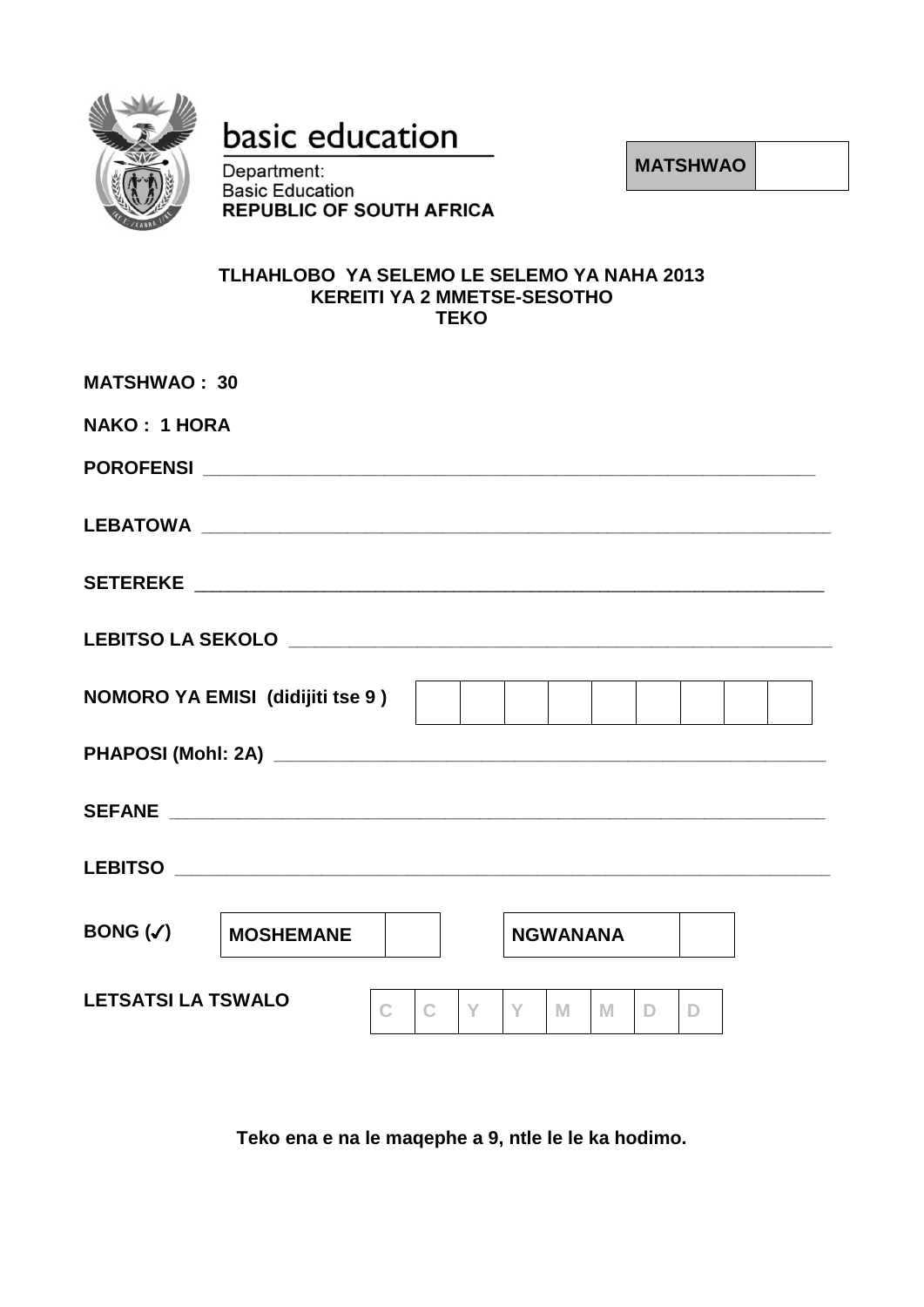basic education

Department:
Basic Education
**REPUBLIC OF SOUTH AFRICA**

| **MATSHWAO** | |
|---|---|

**TLHAHLOBO YA SELEMO LE SELEMO YA NAHA 2013**
**KEREITI YA 2 MMETSE-SESOTHO**
**TEKO**

**MATSHWAO : 30**

**NAKO : 1 HORA**

**POROFENSI** ____________________________________________

**LEBATOWA** ____________________________________________

**SETEREKE** ____________________________________________

**LEBITSO LA SEKOLO** ____________________________________________

**NOMORO YA EMISI (didijiti tse 9 )**

| | | | | | | | | |
|---|---|---|---|---|---|---|---|---|

**PHAPOSI (Mohl: 2A)** ____________________________________________

**SEFANE** ____________________________________________

**LEBITSO** ____________________________________________

**BONG (✓)**

| **MOSHEMANE** | | | **NGWANANA** | |
|---|---|---|---|---|

**LETSATSI LA TSWALO**

| C | C | Y | Y | M | M | D | D |
|---|---|---|---|---|---|---|---|

**Teko ena e na le maqephe a 9, ntle le le ka hodimo.**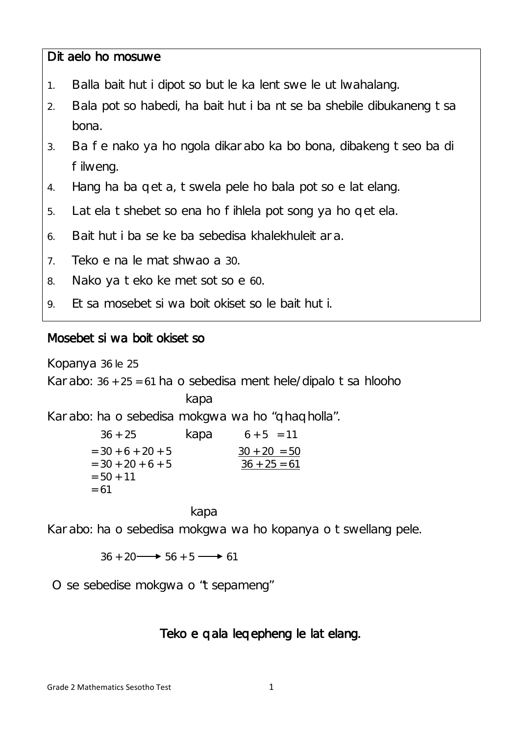**Ditaelo ho mosuwe**

1. Balla baithuti dipotso butle ka lentswe le utlwahalang.
2. Bala potso habedi, ha baithuti ba ntse ba shebile dibukaneng tsa bona.
3. Ba fe nako ya ho ngola dikarabo ka bo bona, dibakeng tseo ba di filweng.
4. Hang ha ba qeta, tswela pele ho bala potso e latelang.
5. Latela tshebetso ena ho fihlela potsong ya ho qetela.
6. Baithuti ba se ke ba sebedisa khalekhuleitara.
7. Teko e na le matshwao a 30.
8. Nako ya teko ke metsotso e 60.
9. Etsa mosebetsi wa boitokisetso le baithuti.

**Mosebetsi wa boitokisetso**

Kopanya 36 le 25

Karabo: $36 + 25 = 61$ ha o sebedisa mentehele/dipalo tsa hlooho

kapa

Karabo: ha o sebedisa mokgwa wa ho "qhaqholla".

$$
\begin{aligned}
&36 + 25 \\
&= 30 + 6 + 20 + 5 \\
&= 30 + 20 + 6 + 5 \\
&= 50 + 11 \\
&= 61
\end{aligned}
$$

kapa

$$
\begin{aligned}
6 + 5 &= 11 \\
\underline{30 + 20} &\underline{= 50} \\
\underline{36 + 25} &\underline{= 61}
\end{aligned}
$$

kapa

Karabo: ha o sebedisa mokgwa wa ho kopanya o tswellang pele.

$$36 + 20 \longrightarrow 56 + 5 \longrightarrow 61$$

O se sebedise mokgwa o "tsepameng"

**Teko e qala leqepheng le latelang.**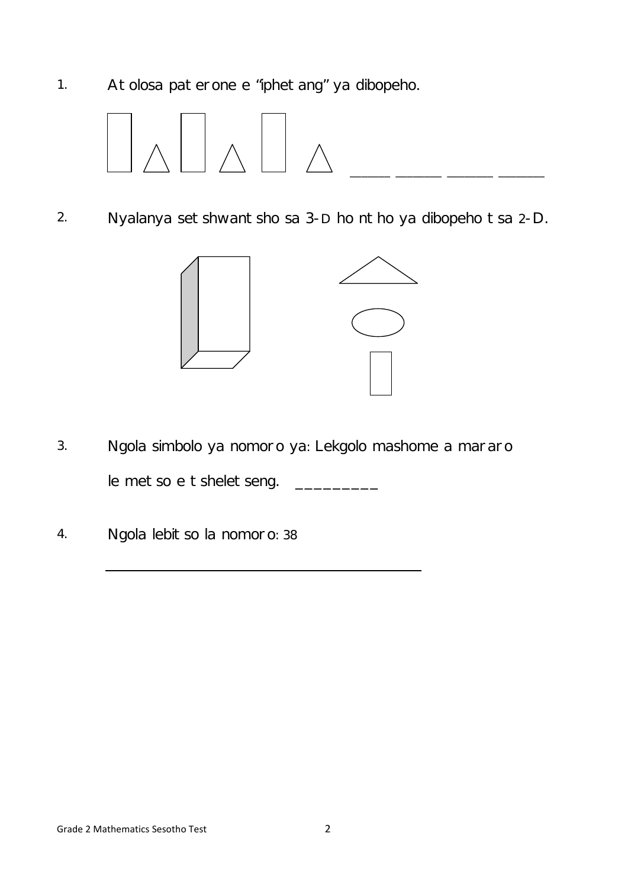1. Atolosa paterone e "iphetang" ya dibopeho.

   _____ _____ _____ _____

2. Nyalanya setshwantsho sa 3-D ho ntho ya dibopeho tsa 2-D.

3. Ngola simbolo ya nomoro ya: Lekgolo mashome a mararo le metso e tsheletseng. _________

4. Ngola lebitso la nomoro: 38

   ________________________________________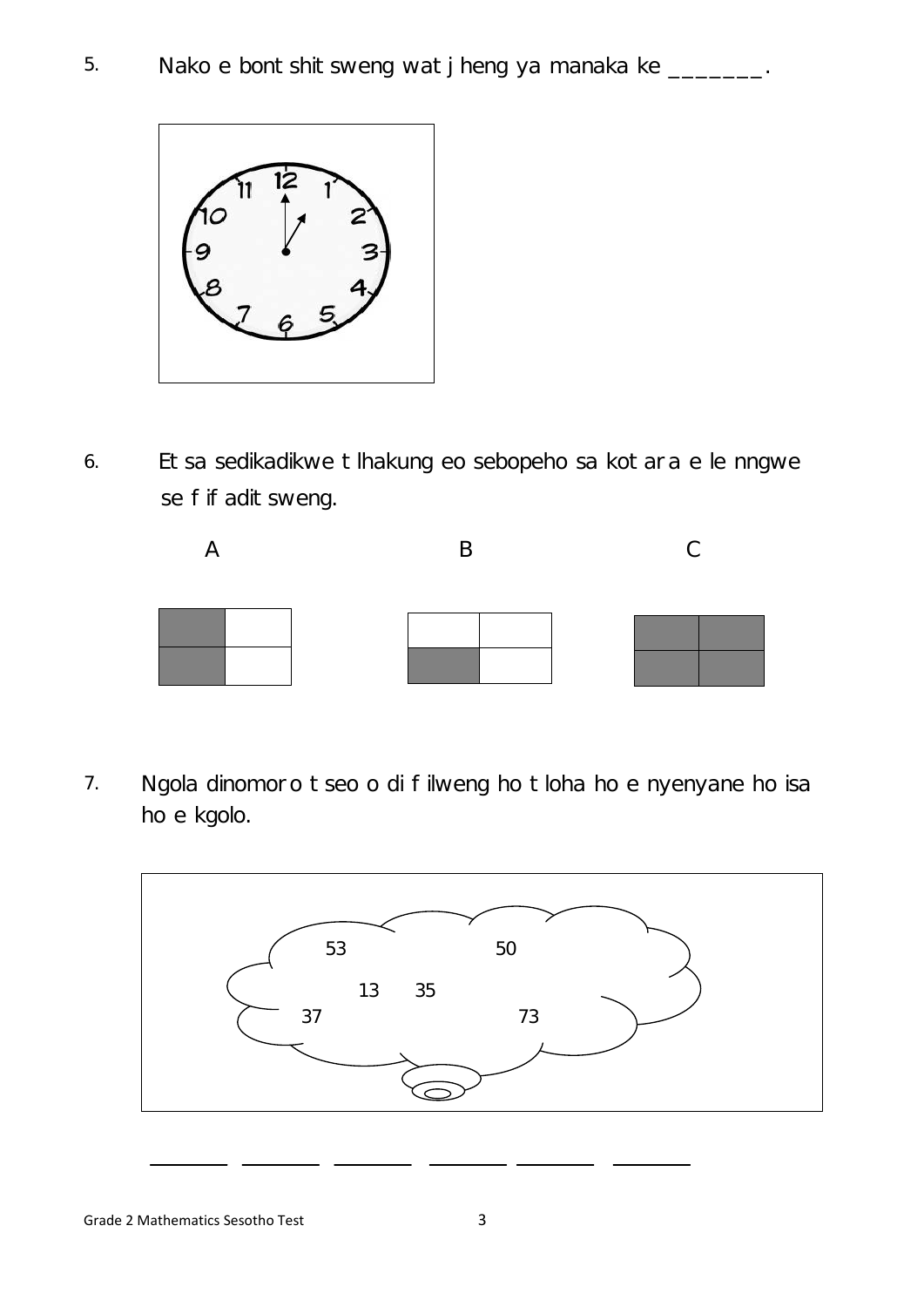5. Nako e bontshitsweng watjheng ya manaka ke _______.

6. Etsa sedikadikwe tlhakung eo sebopeho sa kotara e le nngwe se fifaditsweng.

A B C

7. Ngola dinomoro tseo o di filweng ho tloha ho e nyenyane ho isa ho e kgolo.

53 50 13 35 37 73

_______ _______ _______ _______ _______ _______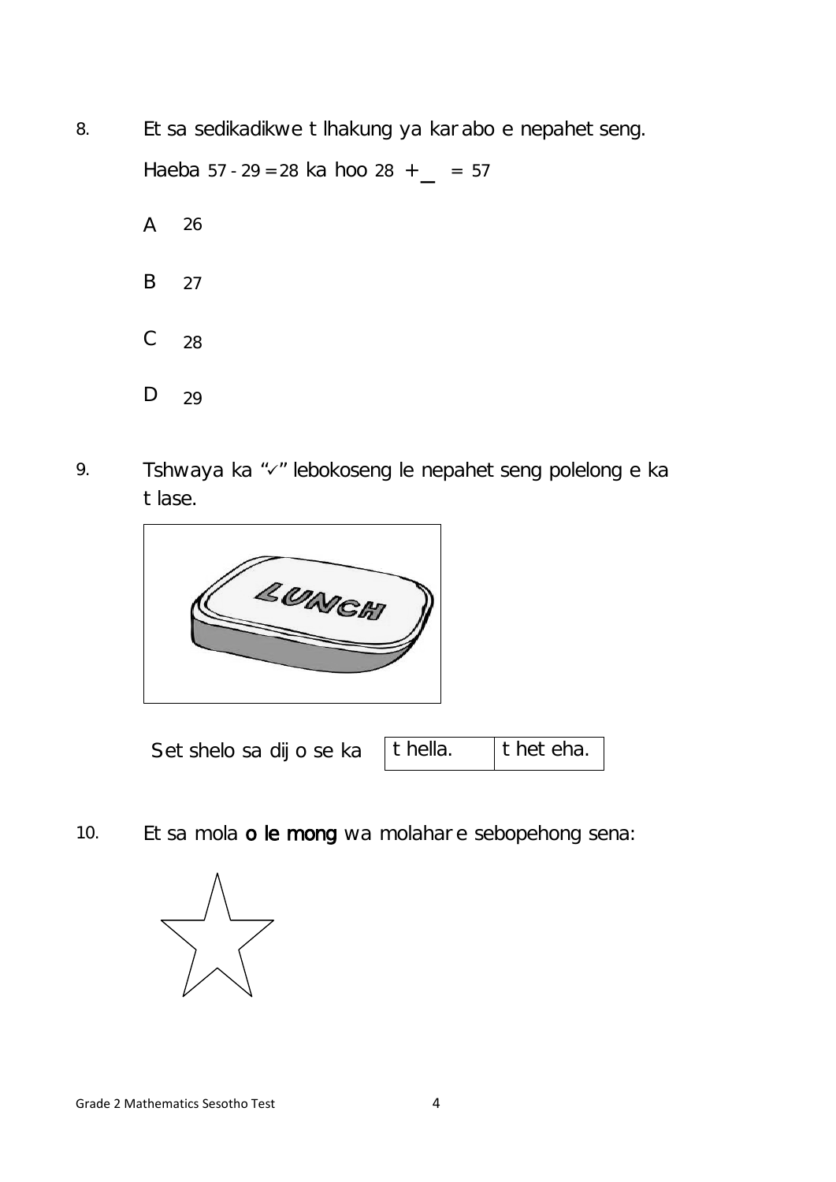8. Etsa sedikadikwe tlhakung ya karabo e nepahetseng.

   Haeba $57 - 29 = 28$ ka hoo $28 + \_ = 57$

   A 26

   B 27

   C 28

   D 29

9. Tshwaya ka "✓" lebokoseng le nepahetseng polelong e ka tlase.

   Setshelo sa dijo se ka

| thella. | thetsha. |
| --- | --- |

10. Etsa mola **o le mong** wa molahare sebopehong sena: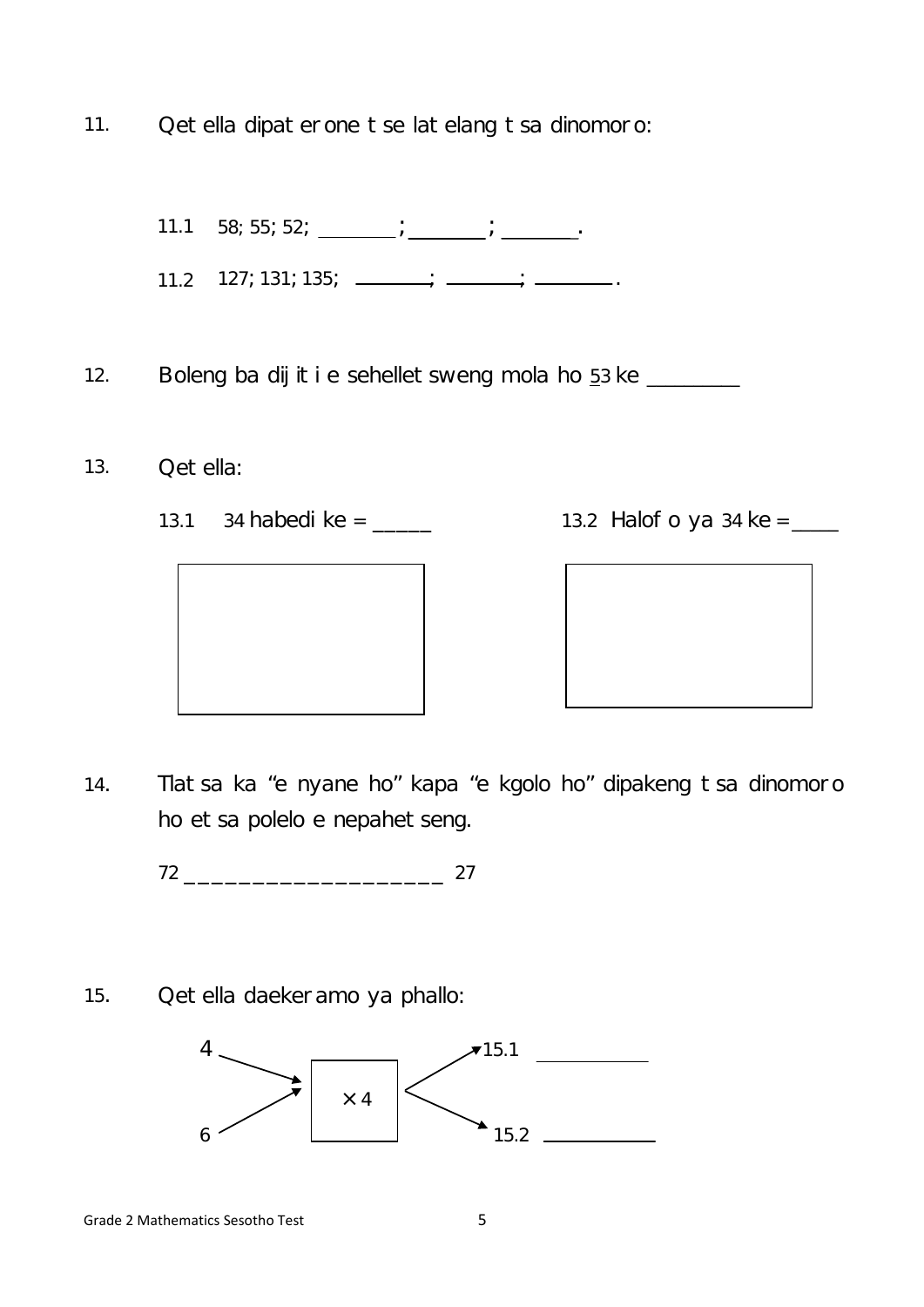11. Qetella dipaterone tse latelang tsa dinomoro:

    11.1 58; 55; 52; ________; ________; ________.

    11.2 127; 131; 135; ________; ________; ________.

12. Boleng ba dijiti e sehelletsweng mola ho <u>5</u>3 ke ________

13. Qetella:

    13.1 34 habedi ke = _____

    13.2 Halofo ya 34 ke = _____

14. Tlatsa ka "e nyane ho" kapa "e kgolo ho" dipakeng tsa dinomoro ho etsa polelo e nepahetseng.

    72 ____________________ 27

15. Qetella daekeramo ya phallo:

    4 → $\times 4$ → 15.1 __________

    6 → $\times 4$ → 15.2 __________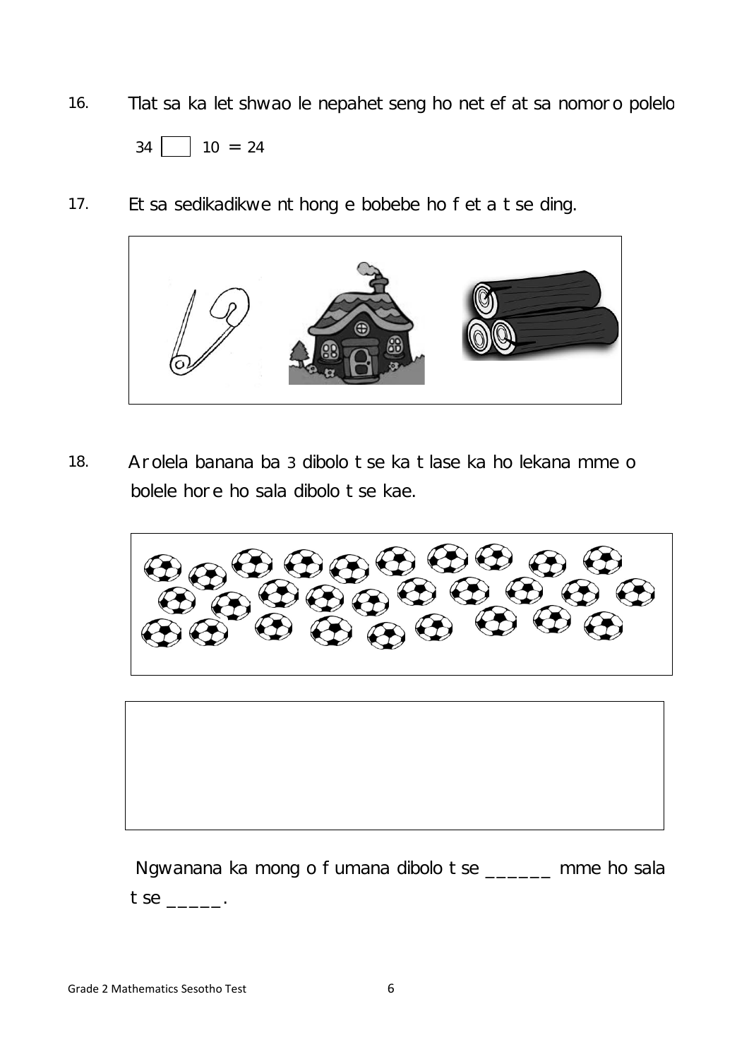16. Tlatsa ka letshwao le nepahetseng ho netefatsa nomoro polelo

34 ☐ 10 = 24

17. Etsa sedikadikwe nthong e bobebe ho feta tse ding.

18. Arolela banana ba 3 dibolo tse ka tlase ka ho lekana mme o bolele hore ho sala dibolo tse kae.

Ngwanana ka mong o fumana dibolo tse ______ mme ho sala tse _____.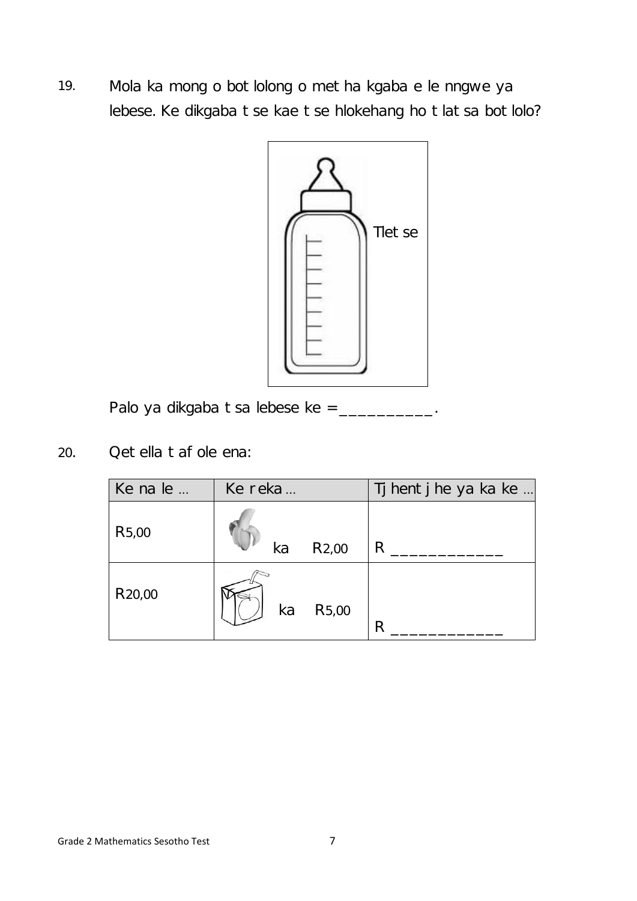19. Mola ka mong o botlolong o metha kgaba e le nngwe ya lebese. Ke dikgaba tse kae tse hlokehang ho tlatsa botlolo?

Tletse

Palo ya dikgaba tsa lebese ke =__________.

20. Qetella tafole ena:

| Ke na le … | Ke reka … | Tjhentjhe ya ka ke … |
|---|---|---|
| R5,00 | ka R2,00 | R ____________ |
| R20,00 | ka R5,00 | R ____________ |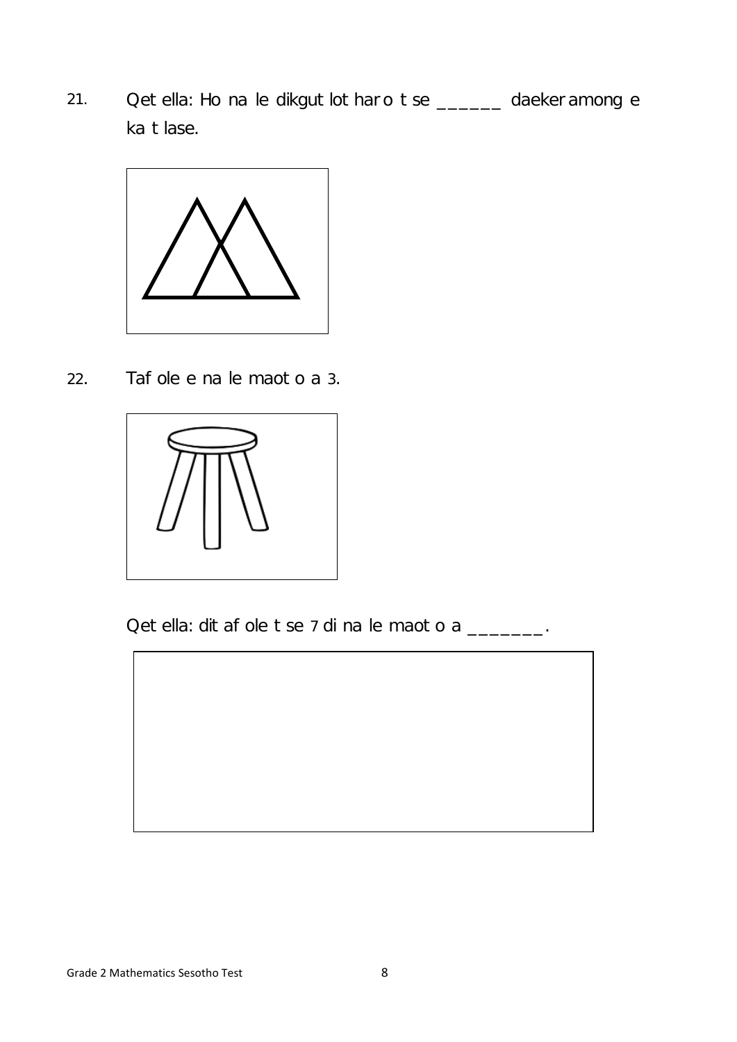21. Qetella: Ho na le dikgutlotharo tse ______ daekeramong e ka tlase.

22. Tafole e na le maoto a 3.

Qetella: ditafole tse 7 di na le maoto a _______.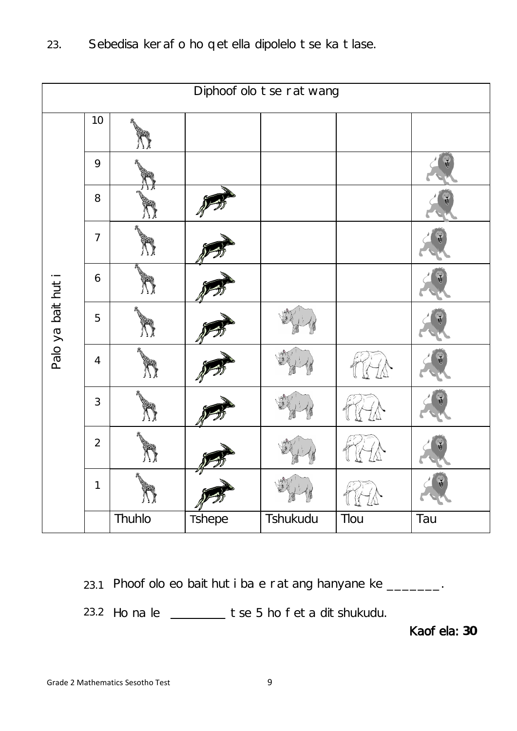23. Sebedisa kerafo ho qetella dipolelo tse ka tlase.

Diphoofolo tse ratwang

Palo ya baithuti

10
9
8
7
6
5
4
3
2
1

Thuhlo
Tshepe
Tshukudu
Tlou
Tau

23.1 Phoofolo eo baithuti ba e ratang hanyane ke _______.

23.2 Ho na le ________ tse 5 ho feta ditshukudu.

**Kaofela: 30**